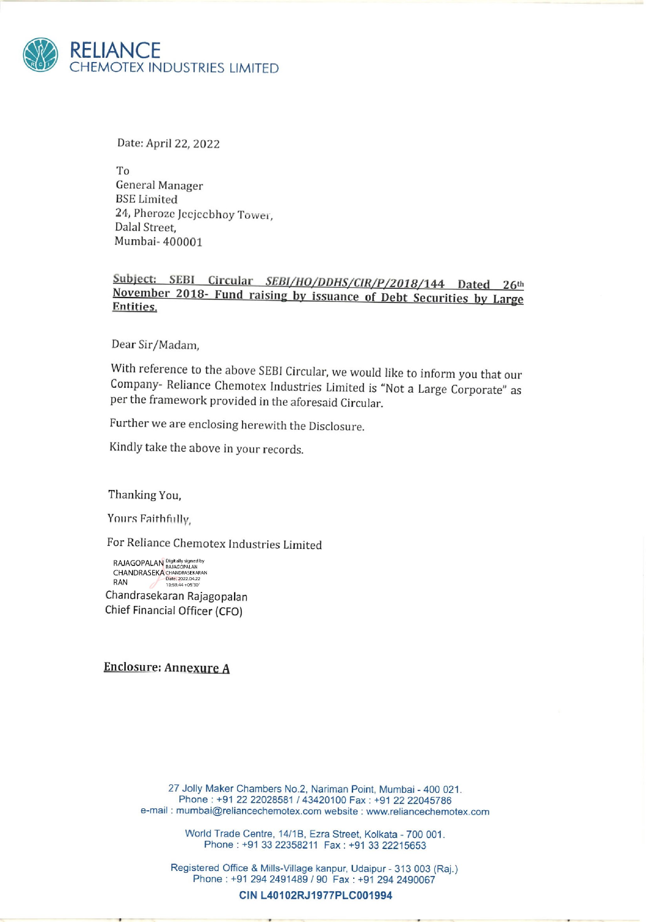# RELIANCE
CHEMOTEX INDUSTRIES LIMITED

Date: April 22, 2022

To
General Manager
BSE Limited
24, Pheroze Jeejeebhoy Tower,
Dalal Street,
Mumbai- 400001

**Subject: SEBI Circular *SEBI/HO/DDHS/CIR/P/2018/144* Dated 26th November 2018- Fund raising by issuance of Debt Securities by Large Entities.**

Dear Sir/Madam,

With reference to the above SEBI Circular, we would like to inform you that our Company- Reliance Chemotex Industries Limited is "Not a Large Corporate" as per the framework provided in the aforesaid Circular.

Further we are enclosing herewith the Disclosure.

Kindly take the above in your records.

Thanking You,

Yours Faithfully,

For Reliance Chemotex Industries Limited

RAJAGOPALAN CHANDRASEKARAN
Digitally signed by RAJAGOPALAN CHANDRASEKARAN
Date: 2022.04.22 10:58:44 +05'30'

Chandrasekaran Rajagopalan
Chief Financial Officer (CFO)

**Enclosure: Annexure A**

27 Jolly Maker Chambers No.2, Nariman Point, Mumbai - 400 021.
Phone : +91 22 22028581 / 43420100 Fax : +91 22 22045786
e-mail : mumbai@reliancechemotex.com website : www.reliancechemotex.com

World Trade Centre, 14/1B, Ezra Street, Kolkata - 700 001.
Phone : +91 33 22358211 Fax : +91 33 22215653

Registered Office & Mills-Village kanpur, Udaipur - 313 003 (Raj.)
Phone : +91 294 2491489 / 90 Fax : +91 294 2490067

**CIN L40102RJ1977PLC001994**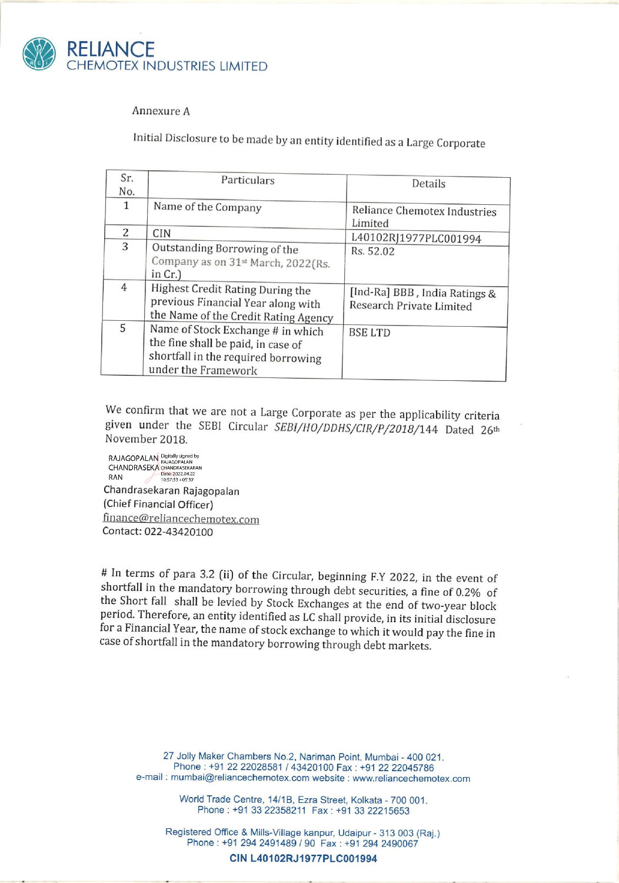**RELIANCE CHEMOTEX INDUSTRIES LIMITED**

Annexure A

Initial Disclosure to be made by an entity identified as a Large Corporate

| Sr. No. | Particulars | Details |
|---|---|---|
| 1 | Name of the Company | Reliance Chemotex Industries Limited |
| 2 | CIN | L40102RJ1977PLC001994 |
| 3 | Outstanding Borrowing of the Company as on 31st March, 2022(Rs. in Cr.) | Rs. 52.02 |
| 4 | Highest Credit Rating During the previous Financial Year along with the Name of the Credit Rating Agency | [Ind-Ra] BBB , India Ratings & Research Private Limited |
| 5 | Name of Stock Exchange # in which the fine shall be paid, in case of shortfall in the required borrowing under the Framework | BSE LTD |

We confirm that we are not a Large Corporate as per the applicability criteria given under the SEBI Circular *SEBI/HO/DDHS/CIR/P/2018/144* Dated 26th November 2018.

RAJAGOPALAN CHANDRASEKARAN Digitally signed by RAJAGOPALAN CHANDRASEKARAN Date: 2022.04.22 10:57:33 +05'30'

Chandrasekaran Rajagopalan
(Chief Financial Officer)
finance@reliancechemotex.com
Contact: 022-43420100

# In terms of para 3.2 (ii) of the Circular, beginning F.Y 2022, in the event of shortfall in the mandatory borrowing through debt securities, a fine of 0.2% of the Short fall shall be levied by Stock Exchanges at the end of two-year block period. Therefore, an entity identified as LC shall provide, in its initial disclosure for a Financial Year, the name of stock exchange to which it would pay the fine in case of shortfall in the mandatory borrowing through debt markets.

27 Jolly Maker Chambers No.2, Nariman Point, Mumbai - 400 021.
Phone : +91 22 22028581 / 43420100 Fax : +91 22 22045786
e-mail : mumbai@reliancechemotex.com website : www.reliancechemotex.com

World Trade Centre, 14/1B, Ezra Street, Kolkata - 700 001.
Phone : +91 33 22358211 Fax : +91 33 22215653

Registered Office & Mills-Village kanpur, Udaipur - 313 003 (Raj.)
Phone : +91 294 2491489 / 90 Fax : +91 294 2490067

**CIN L40102RJ1977PLC001994**